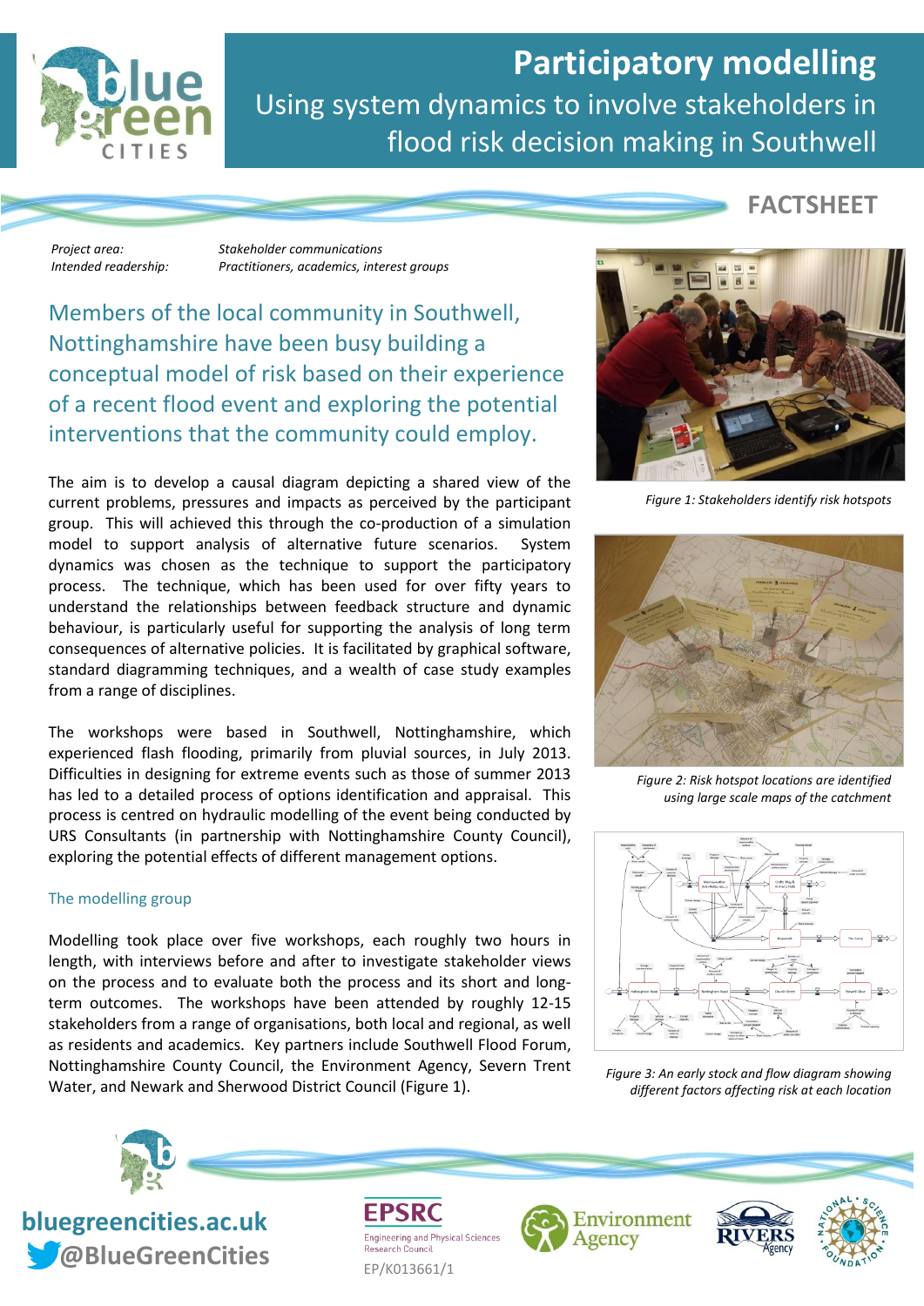# Participatory modelling

## Using system dynamics to involve stakeholders in flood risk decision making in Southwell

**FACTSHEET**

*Project area:* *Stakeholder communications*
*Intended readership:* *Practitioners, academics, interest groups*

### Members of the local community in Southwell, Nottinghamshire have been busy building a conceptual model of risk based on their experience of a recent flood event and exploring the potential interventions that the community could employ.

The aim is to develop a causal diagram depicting a shared view of the current problems, pressures and impacts as perceived by the participant group. This will achieved this through the co-production of a simulation model to support analysis of alternative future scenarios. System dynamics was chosen as the technique to support the participatory process. The technique, which has been used for over fifty years to understand the relationships between feedback structure and dynamic behaviour, is particularly useful for supporting the analysis of long term consequences of alternative policies. It is facilitated by graphical software, standard diagramming techniques, and a wealth of case study examples from a range of disciplines.

The workshops were based in Southwell, Nottinghamshire, which experienced flash flooding, primarily from pluvial sources, in July 2013. Difficulties in designing for extreme events such as those of summer 2013 has led to a detailed process of options identification and appraisal. This process is centred on hydraulic modelling of the event being conducted by URS Consultants (in partnership with Nottinghamshire County Council), exploring the potential effects of different management options.

### The modelling group

Modelling took place over five workshops, each roughly two hours in length, with interviews before and after to investigate stakeholder views on the process and to evaluate both the process and its short and long-term outcomes. The workshops have been attended by roughly 12-15 stakeholders from a range of organisations, both local and regional, as well as residents and academics. Key partners include Southwell Flood Forum, Nottinghamshire County Council, the Environment Agency, Severn Trent Water, and Newark and Sherwood District Council (Figure 1).

*Figure 1: Stakeholders identify risk hotspots*

*Figure 2: Risk hotspot locations are identified using large scale maps of the catchment*

*Figure 3: An early stock and flow diagram showing different factors affecting risk at each location*

**bluegreencities.ac.uk**
**@BlueGreenCities**

EPSRC Engineering and Physical Sciences Research Council
EP/K013661/1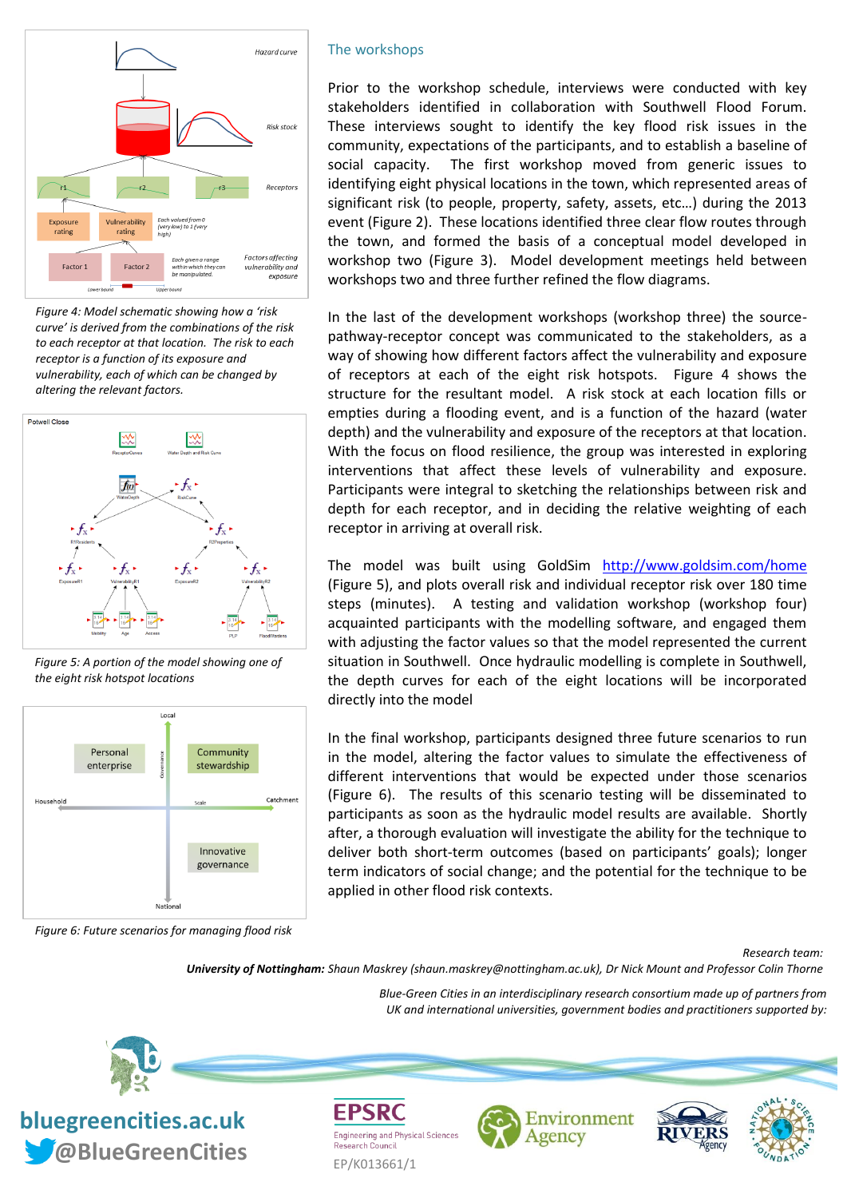Hazard curve

Risk stock

Receptors

r1

r2

r3

Exposure rating

Vulnerability rating

Each valued from 0 (very low) to 1 (very high)

Factor 1

Factor 2

Each given a range within which they can be manipulated.

Factors affecting vulnerability and exposure

Lower bound

Upper bound

*Figure 4: Model schematic showing how a 'risk curve' is derived from the combinations of the risk to each receptor at that location. The risk to each receptor is a function of its exposure and vulnerability, each of which can be changed by altering the relevant factors.*

Potwell Close

ReceptorCurves

Water Depth and Risk Curve

WaterDepth

RiskCurve

R1Residents

R2Properties

ExposureR1

VulnerabilityR1

ExposureR2

VulnerabilityR2

Mobility

Age

Access

PLP

FloodWardens

*Figure 5: A portion of the model showing one of the eight risk hotspot locations*

Local

Personal enterprise

Community stewardship

Governance

Household

Scale

Catchment

Innovative governance

National

*Figure 6: Future scenarios for managing flood risk*

## The workshops

Prior to the workshop schedule, interviews were conducted with key stakeholders identified in collaboration with Southwell Flood Forum. These interviews sought to identify the key flood risk issues in the community, expectations of the participants, and to establish a baseline of social capacity. The first workshop moved from generic issues to identifying key physical locations in the town, which represented areas of significant risk (to people, property, safety, assets, etc…) during the 2013 event (Figure 2). These locations identified three clear flow routes through the town, and formed the basis of a conceptual model developed in workshop two (Figure 3). Model development meetings held between workshops two and three further refined the flow diagrams.

In the last of the development workshops (workshop three) the source-pathway-receptor concept was communicated to the stakeholders, as a way of showing how different factors affect the vulnerability and exposure of receptors at each of the eight risk hotspots. Figure 4 shows the structure for the resultant model. A risk stock at each location fills or empties during a flooding event, and is a function of the hazard (water depth) and the vulnerability and exposure of the receptors at that location. With the focus on flood resilience, the group was interested in exploring interventions that affect these levels of vulnerability and exposure. Participants were integral to sketching the relationships between risk and depth for each receptor, and in deciding the relative weighting of each receptor in arriving at overall risk.

The model was built using GoldSim http://www.goldsim.com/home (Figure 5), and plots overall risk and individual receptor risk over 180 time steps (minutes). A testing and validation workshop (workshop four) acquainted participants with the modelling software, and engaged them with adjusting the factor values so that the model represented the current situation in Southwell. Once hydraulic modelling is complete in Southwell, the depth curves for each of the eight locations will be incorporated directly into the model

In the final workshop, participants designed three future scenarios to run in the model, altering the factor values to simulate the effectiveness of different interventions that would be expected under those scenarios (Figure 6). The results of this scenario testing will be disseminated to participants as soon as the hydraulic model results are available. Shortly after, a thorough evaluation will investigate the ability for the technique to deliver both short-term outcomes (based on participants' goals); longer term indicators of social change; and the potential for the technique to be applied in other flood risk contexts.

*Research team:*

***University of Nottingham:*** *Shaun Maskrey (shaun.maskrey@nottingham.ac.uk), Dr Nick Mount and Professor Colin Thorne*

*Blue-Green Cities in an interdisciplinary research consortium made up of partners from UK and international universities, government bodies and practitioners supported by:*

**bluegreencities.ac.uk**

**@BlueGreenCities**

EPSRC

Engineering and Physical Sciences Research Council

EP/K013661/1

Environment Agency

RIVERS Agency

NATIONAL SCIENCE FOUNDATION